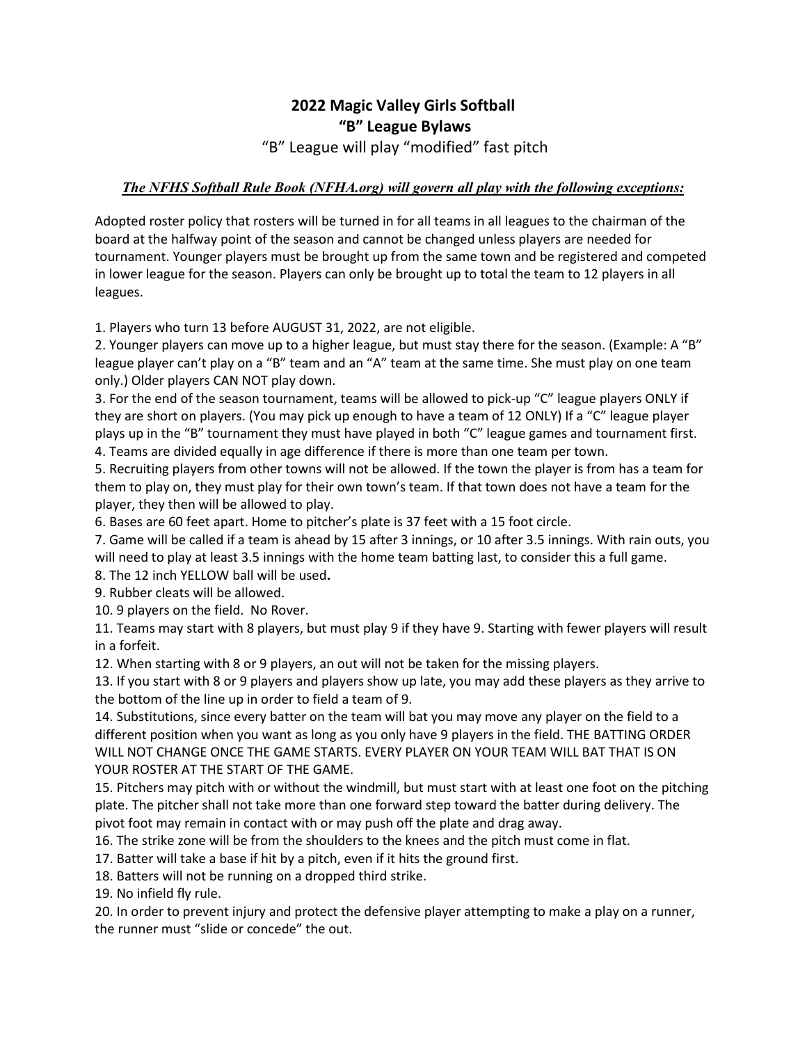# 2022 Magic Valley Girls Softball
# "B" League Bylaws

"B" League will play "modified" fast pitch

***The NFHS Softball Rule Book (NFHA.org) will govern all play with the following exceptions:***

Adopted roster policy that rosters will be turned in for all teams in all leagues to the chairman of the board at the halfway point of the season and cannot be changed unless players are needed for tournament. Younger players must be brought up from the same town and be registered and competed in lower league for the season. Players can only be brought up to total the team to 12 players in all leagues.

1. Players who turn 13 before AUGUST 31, 2022, are not eligible.
2. Younger players can move up to a higher league, but must stay there for the season. (Example: A "B" league player can't play on a "B" team and an "A" team at the same time. She must play on one team only.) Older players CAN NOT play down.
3. For the end of the season tournament, teams will be allowed to pick-up "C" league players ONLY if they are short on players. (You may pick up enough to have a team of 12 ONLY) If a "C" league player plays up in the "B" tournament they must have played in both "C" league games and tournament first.
4. Teams are divided equally in age difference if there is more than one team per town.
5. Recruiting players from other towns will not be allowed. If the town the player is from has a team for them to play on, they must play for their own town's team. If that town does not have a team for the player, they then will be allowed to play.
6. Bases are 60 feet apart. Home to pitcher's plate is 37 feet with a 15 foot circle.
7. Game will be called if a team is ahead by 15 after 3 innings, or 10 after 3.5 innings. With rain outs, you will need to play at least 3.5 innings with the home team batting last, to consider this a full game.
8. The 12 inch YELLOW ball will be used**.**
9. Rubber cleats will be allowed.
10. 9 players on the field. No Rover.
11. Teams may start with 8 players, but must play 9 if they have 9. Starting with fewer players will result in a forfeit.
12. When starting with 8 or 9 players, an out will not be taken for the missing players.
13. If you start with 8 or 9 players and players show up late, you may add these players as they arrive to the bottom of the line up in order to field a team of 9.
14. Substitutions, since every batter on the team will bat you may move any player on the field to a different position when you want as long as you only have 9 players in the field. THE BATTING ORDER WILL NOT CHANGE ONCE THE GAME STARTS. EVERY PLAYER ON YOUR TEAM WILL BAT THAT IS ON YOUR ROSTER AT THE START OF THE GAME.
15. Pitchers may pitch with or without the windmill, but must start with at least one foot on the pitching plate. The pitcher shall not take more than one forward step toward the batter during delivery. The pivot foot may remain in contact with or may push off the plate and drag away.
16. The strike zone will be from the shoulders to the knees and the pitch must come in flat.
17. Batter will take a base if hit by a pitch, even if it hits the ground first.
18. Batters will not be running on a dropped third strike.
19. No infield fly rule.
20. In order to prevent injury and protect the defensive player attempting to make a play on a runner, the runner must "slide or concede" the out.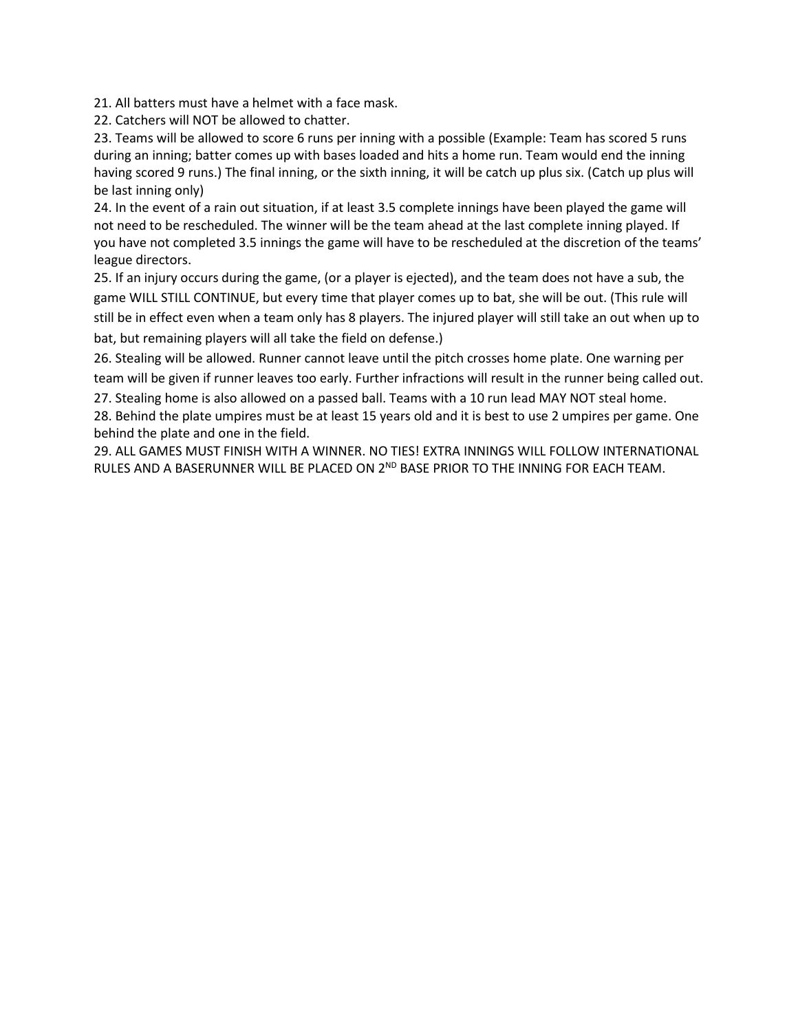21. All batters must have a helmet with a face mask.
22. Catchers will NOT be allowed to chatter.
23. Teams will be allowed to score 6 runs per inning with a possible (Example: Team has scored 5 runs during an inning; batter comes up with bases loaded and hits a home run. Team would end the inning having scored 9 runs.) The final inning, or the sixth inning, it will be catch up plus six. (Catch up plus will be last inning only)
24. In the event of a rain out situation, if at least 3.5 complete innings have been played the game will not need to be rescheduled. The winner will be the team ahead at the last complete inning played. If you have not completed 3.5 innings the game will have to be rescheduled at the discretion of the teams' league directors.
25. If an injury occurs during the game, (or a player is ejected), and the team does not have a sub, the game WILL STILL CONTINUE, but every time that player comes up to bat, she will be out. (This rule will still be in effect even when a team only has 8 players. The injured player will still take an out when up to bat, but remaining players will all take the field on defense.)
26. Stealing will be allowed. Runner cannot leave until the pitch crosses home plate. One warning per team will be given if runner leaves too early. Further infractions will result in the runner being called out.
27. Stealing home is also allowed on a passed ball. Teams with a 10 run lead MAY NOT steal home.
28. Behind the plate umpires must be at least 15 years old and it is best to use 2 umpires per game. One behind the plate and one in the field.
29. ALL GAMES MUST FINISH WITH A WINNER. NO TIES! EXTRA INNINGS WILL FOLLOW INTERNATIONAL RULES AND A BASERUNNER WILL BE PLACED ON 2ND BASE PRIOR TO THE INNING FOR EACH TEAM.